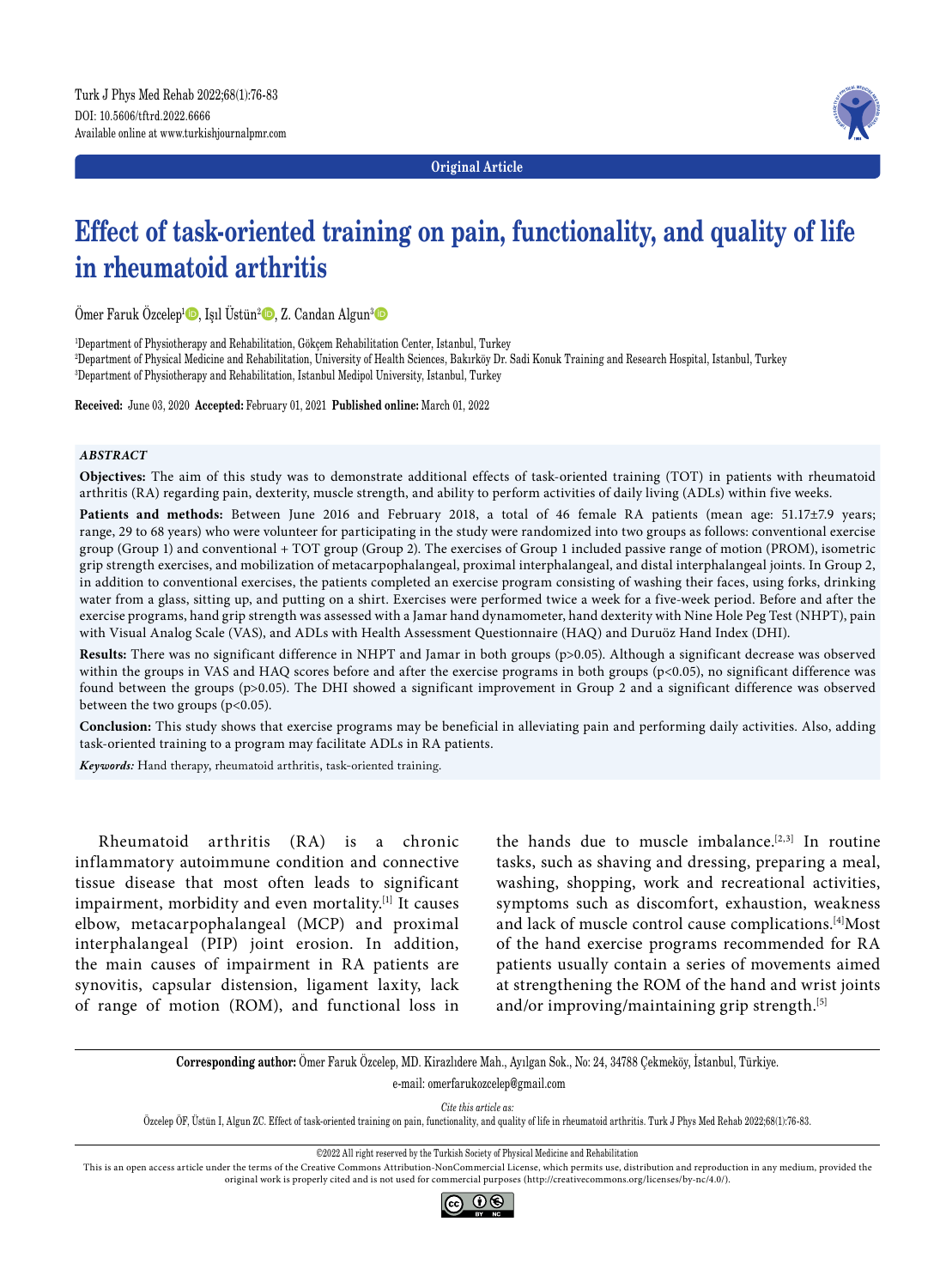Original Article

# Effect of task-oriented training on pain, functionality, and quality of life in rheumatoid arthritis

Ömer Faruk Özcelep[1], Işıl Üstün[2], Z. Candan Algun[3]

[1]Department of Physiotherapy and Rehabilitation, Gökçem Rehabilitation Center, Istanbul, Turkey
[2]Department of Physical Medicine and Rehabilitation, University of Health Sciences, Bakırköy Dr. Sadi Konuk Training and Research Hospital, Istanbul, Turkey
[3]Department of Physiotherapy and Rehabilitation, Istanbul Medipol University, Istanbul, Turkey

**Received:** June 03, 2020 **Accepted:** February 01, 2021 **Published online:** March 01, 2022

***ABSTRACT***

**Objectives:** The aim of this study was to demonstrate additional effects of task-oriented training (TOT) in patients with rheumatoid arthritis (RA) regarding pain, dexterity, muscle strength, and ability to perform activities of daily living (ADLs) within five weeks.

**Patients and methods:** Between June 2016 and February 2018, a total of 46 female RA patients (mean age: 51.17±7.9 years; range, 29 to 68 years) who were volunteer for participating in the study were randomized into two groups as follows: conventional exercise group (Group 1) and conventional + TOT group (Group 2). The exercises of Group 1 included passive range of motion (PROM), isometric grip strength exercises, and mobilization of metacarpophalangeal, proximal interphalangeal, and distal interphalangeal joints. In Group 2, in addition to conventional exercises, the patients completed an exercise program consisting of washing their faces, using forks, drinking water from a glass, sitting up, and putting on a shirt. Exercises were performed twice a week for a five-week period. Before and after the exercise programs, hand grip strength was assessed with a Jamar hand dynamometer, hand dexterity with Nine Hole Peg Test (NHPT), pain with Visual Analog Scale (VAS), and ADLs with Health Assessment Questionnaire (HAQ) and Duruöz Hand Index (DHI).

**Results:** There was no significant difference in NHPT and Jamar in both groups (p>0.05). Although a significant decrease was observed within the groups in VAS and HAQ scores before and after the exercise programs in both groups (p<0.05), no significant difference was found between the groups (p>0.05). The DHI showed a significant improvement in Group 2 and a significant difference was observed between the two groups (p<0.05).

**Conclusion:** This study shows that exercise programs may be beneficial in alleviating pain and performing daily activities. Also, adding task-oriented training to a program may facilitate ADLs in RA patients.

***Keywords:*** Hand therapy, rheumatoid arthritis, task-oriented training.

Rheumatoid arthritis (RA) is a chronic inflammatory autoimmune condition and connective tissue disease that most often leads to significant impairment, morbidity and even mortality.[1] It causes elbow, metacarpophalangeal (MCP) and proximal interphalangeal (PIP) joint erosion. In addition, the main causes of impairment in RA patients are synovitis, capsular distension, ligament laxity, lack of range of motion (ROM), and functional loss in the hands due to muscle imbalance.[2,3] In routine tasks, such as shaving and dressing, preparing a meal, washing, shopping, work and recreational activities, symptoms such as discomfort, exhaustion, weakness and lack of muscle control cause complications.[4] Most of the hand exercise programs recommended for RA patients usually contain a series of movements aimed at strengthening the ROM of the hand and wrist joints and/or improving/maintaining grip strength.[5]

**Corresponding author:** Ömer Faruk Özcelep, MD. Kirazlıdere Mah., Ayılgan Sok., No: 24, 34788 Çekmeköy, İstanbul, Türkiye.
e-mail: omerfarukozcelep@gmail.com

*Cite this article as:*
Özcelep ÖF, Üstün I, Algun ZC. Effect of task-oriented training on pain, functionality, and quality of life in rheumatoid arthritis. Turk J Phys Med Rehab 2022;68(1):76-83.

©2022 All right reserved by the Turkish Society of Physical Medicine and Rehabilitation

This is an open access article under the terms of the Creative Commons Attribution-NonCommercial License, which permits use, distribution and reproduction in any medium, provided the original work is properly cited and is not used for commercial purposes (http://creativecommons.org/licenses/by-nc/4.0/).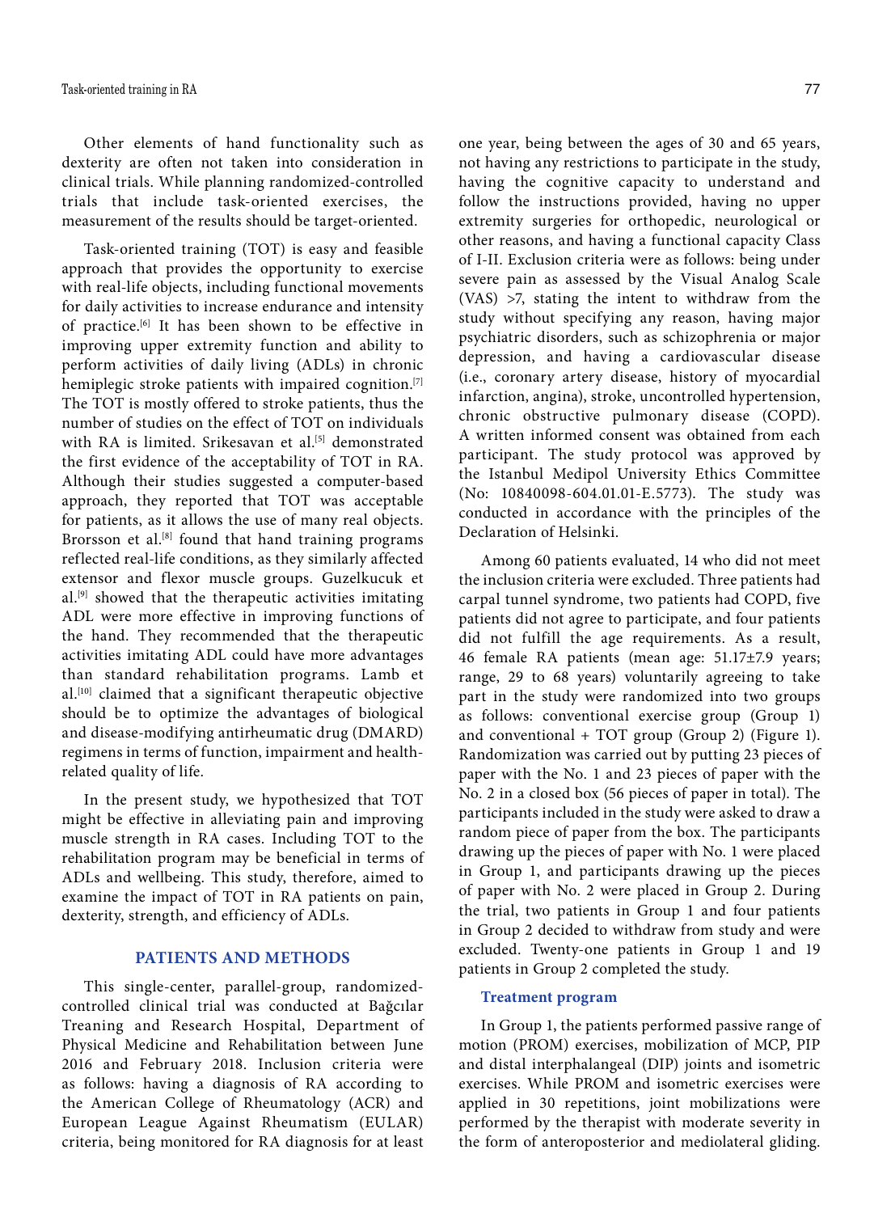Other elements of hand functionality such as dexterity are often not taken into consideration in clinical trials. While planning randomized-controlled trials that include task-oriented exercises, the measurement of the results should be target-oriented.

Task-oriented training (TOT) is easy and feasible approach that provides the opportunity to exercise with real-life objects, including functional movements for daily activities to increase endurance and intensity of practice.[6] It has been shown to be effective in improving upper extremity function and ability to perform activities of daily living (ADLs) in chronic hemiplegic stroke patients with impaired cognition.[7] The TOT is mostly offered to stroke patients, thus the number of studies on the effect of TOT on individuals with RA is limited. Srikesavan et al.[5] demonstrated the first evidence of the acceptability of TOT in RA. Although their studies suggested a computer-based approach, they reported that TOT was acceptable for patients, as it allows the use of many real objects. Brorsson et al.[8] found that hand training programs reflected real-life conditions, as they similarly affected extensor and flexor muscle groups. Guzelkucuk et al.[9] showed that the therapeutic activities imitating ADL were more effective in improving functions of the hand. They recommended that the therapeutic activities imitating ADL could have more advantages than standard rehabilitation programs. Lamb et al.[10] claimed that a significant therapeutic objective should be to optimize the advantages of biological and disease-modifying antirheumatic drug (DMARD) regimens in terms of function, impairment and health-related quality of life.

In the present study, we hypothesized that TOT might be effective in alleviating pain and improving muscle strength in RA cases. Including TOT to the rehabilitation program may be beneficial in terms of ADLs and wellbeing. This study, therefore, aimed to examine the impact of TOT in RA patients on pain, dexterity, strength, and efficiency of ADLs.

## PATIENTS AND METHODS

This single-center, parallel-group, randomized-controlled clinical trial was conducted at Bağcılar Treaning and Research Hospital, Department of Physical Medicine and Rehabilitation between June 2016 and February 2018. Inclusion criteria were as follows: having a diagnosis of RA according to the American College of Rheumatology (ACR) and European League Against Rheumatism (EULAR) criteria, being monitored for RA diagnosis for at least one year, being between the ages of 30 and 65 years, not having any restrictions to participate in the study, having the cognitive capacity to understand and follow the instructions provided, having no upper extremity surgeries for orthopedic, neurological or other reasons, and having a functional capacity Class of I-II. Exclusion criteria were as follows: being under severe pain as assessed by the Visual Analog Scale (VAS) >7, stating the intent to withdraw from the study without specifying any reason, having major psychiatric disorders, such as schizophrenia or major depression, and having a cardiovascular disease (i.e., coronary artery disease, history of myocardial infarction, angina), stroke, uncontrolled hypertension, chronic obstructive pulmonary disease (COPD). A written informed consent was obtained from each participant. The study protocol was approved by the Istanbul Medipol University Ethics Committee (No: 10840098-604.01.01-E.5773). The study was conducted in accordance with the principles of the Declaration of Helsinki.

Among 60 patients evaluated, 14 who did not meet the inclusion criteria were excluded. Three patients had carpal tunnel syndrome, two patients had COPD, five patients did not agree to participate, and four patients did not fulfill the age requirements. As a result, 46 female RA patients (mean age: 51.17±7.9 years; range, 29 to 68 years) voluntarily agreeing to take part in the study were randomized into two groups as follows: conventional exercise group (Group 1) and conventional + TOT group (Group 2) (Figure 1). Randomization was carried out by putting 23 pieces of paper with the No. 1 and 23 pieces of paper with the No. 2 in a closed box (56 pieces of paper in total). The participants included in the study were asked to draw a random piece of paper from the box. The participants drawing up the pieces of paper with No. 1 were placed in Group 1, and participants drawing up the pieces of paper with No. 2 were placed in Group 2. During the trial, two patients in Group 1 and four patients in Group 2 decided to withdraw from study and were excluded. Twenty-one patients in Group 1 and 19 patients in Group 2 completed the study.

### Treatment program

In Group 1, the patients performed passive range of motion (PROM) exercises, mobilization of MCP, PIP and distal interphalangeal (DIP) joints and isometric exercises. While PROM and isometric exercises were applied in 30 repetitions, joint mobilizations were performed by the therapist with moderate severity in the form of anteroposterior and mediolateral gliding.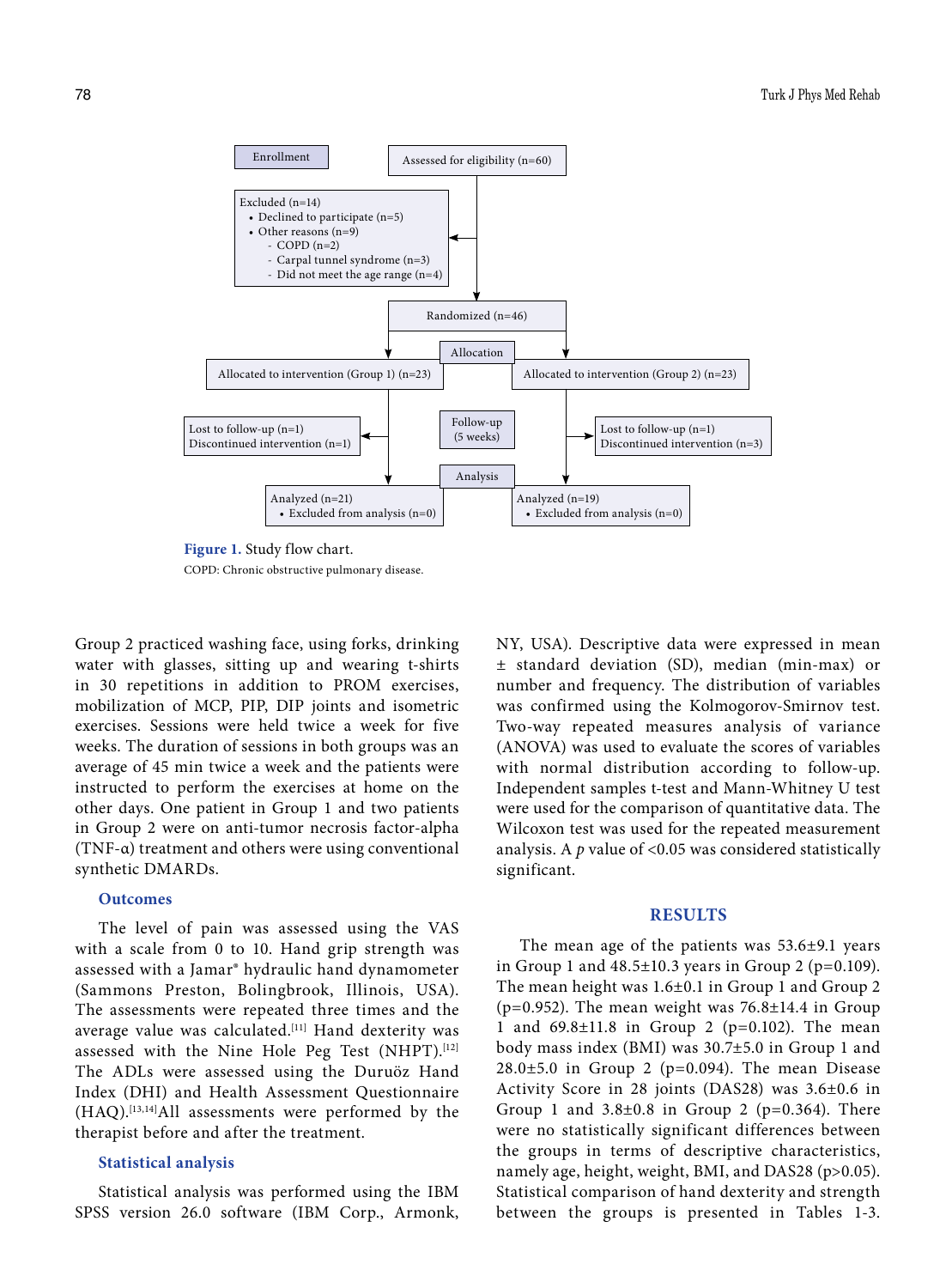Enrollment

Assessed for eligibility (n=60)

Excluded (n=14)
- Declined to participate (n=5)
- Other reasons (n=9)
  - COPD (n=2)
  - Carpal tunnel syndrome (n=3)
  - Did not meet the age range (n=4)

Randomized (n=46)

Allocation

| Allocated to intervention (Group 1) (n=23) | Allocated to intervention (Group 2) (n=23) |
|---|---|

Follow-up (5 weeks)

| Lost to follow-up (n=1) Discontinued intervention (n=1) | Lost to follow-up (n=1) Discontinued intervention (n=3) |
|---|---|

Analysis

| Analyzed (n=21) • Excluded from analysis (n=0) | Analyzed (n=19) • Excluded from analysis (n=0) |
|---|---|

**Figure 1.** Study flow chart.

COPD: Chronic obstructive pulmonary disease.

Group 2 practiced washing face, using forks, drinking water with glasses, sitting up and wearing t-shirts in 30 repetitions in addition to PROM exercises, mobilization of MCP, PIP, DIP joints and isometric exercises. Sessions were held twice a week for five weeks. The duration of sessions in both groups was an average of 45 min twice a week and the patients were instructed to perform the exercises at home on the other days. One patient in Group 1 and two patients in Group 2 were on anti-tumor necrosis factor-alpha (TNF-α) treatment and others were using conventional synthetic DMARDs.

### Outcomes

The level of pain was assessed using the VAS with a scale from 0 to 10. Hand grip strength was assessed with a Jamar® hydraulic hand dynamometer (Sammons Preston, Bolingbrook, Illinois, USA). The assessments were repeated three times and the average value was calculated.[11] Hand dexterity was assessed with the Nine Hole Peg Test (NHPT).[12] The ADLs were assessed using the Duruöz Hand Index (DHI) and Health Assessment Questionnaire (HAQ).[13,14] All assessments were performed by the therapist before and after the treatment.

### Statistical analysis

Statistical analysis was performed using the IBM SPSS version 26.0 software (IBM Corp., Armonk, NY, USA). Descriptive data were expressed in mean ± standard deviation (SD), median (min-max) or number and frequency. The distribution of variables was confirmed using the Kolmogorov-Smirnov test. Two-way repeated measures analysis of variance (ANOVA) was used to evaluate the scores of variables with normal distribution according to follow-up. Independent samples t-test and Mann-Whitney U test were used for the comparison of quantitative data. The Wilcoxon test was used for the repeated measurement analysis. A *p* value of <0.05 was considered statistically significant.

## RESULTS

The mean age of the patients was 53.6±9.1 years in Group 1 and 48.5±10.3 years in Group 2 (p=0.109). The mean height was 1.6±0.1 in Group 1 and Group 2 (p=0.952). The mean weight was 76.8±14.4 in Group 1 and 69.8±11.8 in Group 2 (p=0.102). The mean body mass index (BMI) was 30.7±5.0 in Group 1 and 28.0±5.0 in Group 2 (p=0.094). The mean Disease Activity Score in 28 joints (DAS28) was 3.6±0.6 in Group 1 and 3.8±0.8 in Group 2 (p=0.364). There were no statistically significant differences between the groups in terms of descriptive characteristics, namely age, height, weight, BMI, and DAS28 (p>0.05). Statistical comparison of hand dexterity and strength between the groups is presented in Tables 1-3.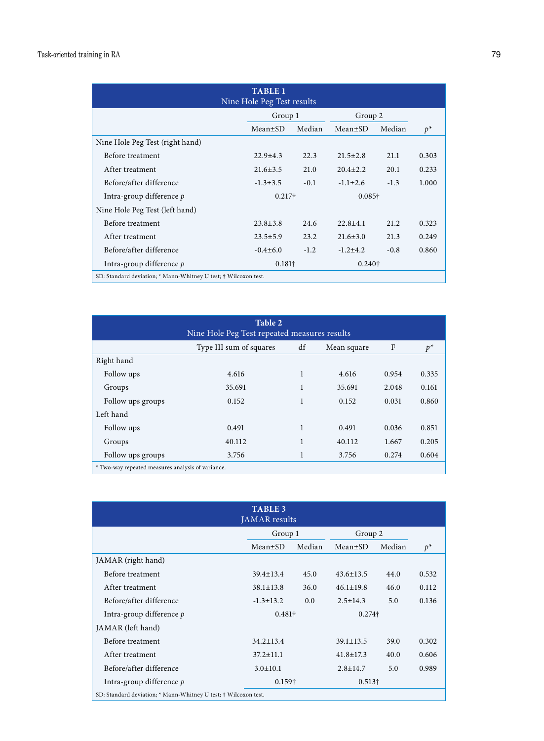**TABLE 1**
Nine Hole Peg Test results

| | Group 1 | | Group 2 | | |
|---|---|---|---|---|---|
| | Mean±SD | Median | Mean±SD | Median | *p*\* |
| Nine Hole Peg Test (right hand) | | | | | |
| Before treatment | 22.9±4.3 | 22.3 | 21.5±2.8 | 21.1 | 0.303 |
| After treatment | 21.6±3.5 | 21.0 | 20.4±2.2 | 20.1 | 0.233 |
| Before/after difference | -1.3±3.5 | -0.1 | -1.1±2.6 | -1.3 | 1.000 |
| Intra-group difference *p* | 0.217† | | 0.085† | | |
| Nine Hole Peg Test (left hand) | | | | | |
| Before treatment | 23.8±3.8 | 24.6 | 22.8±4.1 | 21.2 | 0.323 |
| After treatment | 23.5±5.9 | 23.2 | 21.6±3.0 | 21.3 | 0.249 |
| Before/after difference | -0.4±6.0 | -1.2 | -1.2±4.2 | -0.8 | 0.860 |
| Intra-group difference *p* | 0.181† | | 0.240† | | |

SD: Standard deviation; * Mann-Whitney U test; † Wilcoxon test.

**Table 2**
Nine Hole Peg Test repeated measures results

| | Type III sum of squares | df | Mean square | F | *p*\* |
|---|---|---|---|---|---|
| Right hand | | | | | |
| Follow ups | 4.616 | 1 | 4.616 | 0.954 | 0.335 |
| Groups | 35.691 | 1 | 35.691 | 2.048 | 0.161 |
| Follow ups groups | 0.152 | 1 | 0.152 | 0.031 | 0.860 |
| Left hand | | | | | |
| Follow ups | 0.491 | 1 | 0.491 | 0.036 | 0.851 |
| Groups | 40.112 | 1 | 40.112 | 1.667 | 0.205 |
| Follow ups groups | 3.756 | 1 | 3.756 | 0.274 | 0.604 |

\* Two-way repeated measures analysis of variance.

**TABLE 3**
JAMAR results

| | Group 1 | | Group 2 | | |
|---|---|---|---|---|---|
| | Mean±SD | Median | Mean±SD | Median | *p*\* |
| JAMAR (right hand) | | | | | |
| Before treatment | 39.4±13.4 | 45.0 | 43.6±13.5 | 44.0 | 0.532 |
| After treatment | 38.1±13.8 | 36.0 | 46.1±19.8 | 46.0 | 0.112 |
| Before/after difference | -1.3±13.2 | 0.0 | 2.5±14.3 | 5.0 | 0.136 |
| Intra-group difference *p* | 0.481† | | 0.274† | | |
| JAMAR (left hand) | | | | | |
| Before treatment | 34.2±13.4 | | 39.1±13.5 | 39.0 | 0.302 |
| After treatment | 37.2±11.1 | | 41.8±17.3 | 40.0 | 0.606 |
| Before/after difference | 3.0±10.1 | | 2.8±14.7 | 5.0 | 0.989 |
| Intra-group difference *p* | 0.159† | | 0.513† | | |

SD: Standard deviation; * Mann-Whitney U test; † Wilcoxon test.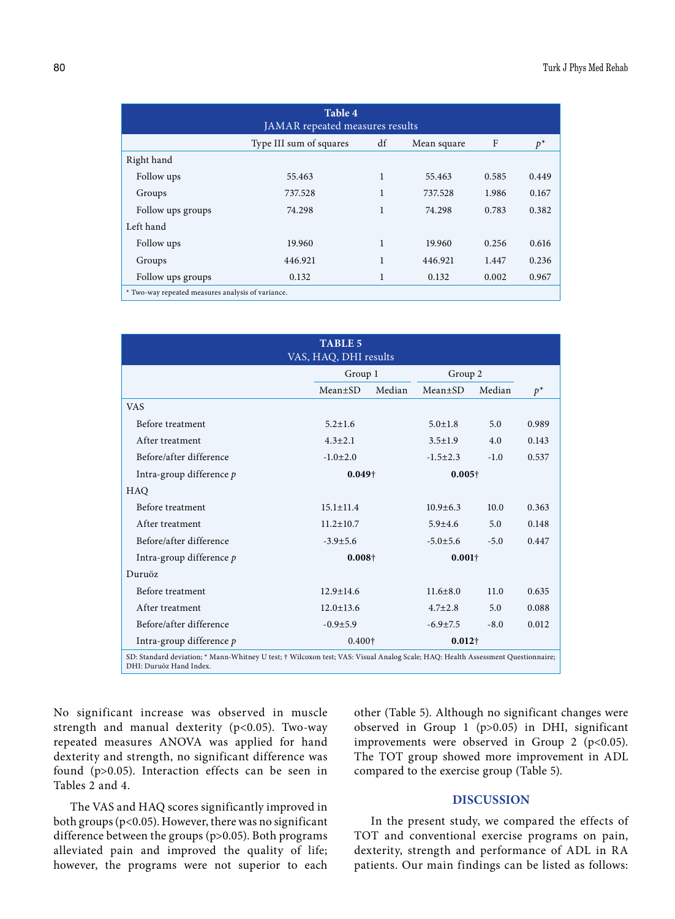**Table 4**
JAMAR repeated measures results

| | Type III sum of squares | df | Mean square | F | $p$* |
|---|---|---|---|---|---|
| Right hand | | | | | |
| Follow ups | 55.463 | 1 | 55.463 | 0.585 | 0.449 |
| Groups | 737.528 | 1 | 737.528 | 1.986 | 0.167 |
| Follow ups groups | 74.298 | 1 | 74.298 | 0.783 | 0.382 |
| Left hand | | | | | |
| Follow ups | 19.960 | 1 | 19.960 | 0.256 | 0.616 |
| Groups | 446.921 | 1 | 446.921 | 1.447 | 0.236 |
| Follow ups groups | 0.132 | 1 | 0.132 | 0.002 | 0.967 |

* Two-way repeated measures analysis of variance.

**TABLE 5**
VAS, HAQ, DHI results

| | Group 1 | | Group 2 | | |
|---|---|---|---|---|---|
| | Mean±SD | Median | Mean±SD | Median | $p$* |
| VAS | | | | | |
| Before treatment | 5.2±1.6 | | 5.0±1.8 | 5.0 | 0.989 |
| After treatment | 4.3±2.1 | | 3.5±1.9 | 4.0 | 0.143 |
| Before/after difference | -1.0±2.0 | | -1.5±2.3 | -1.0 | 0.537 |
| Intra-group difference $p$ | **0.049**† | | **0.005**† | | |
| HAQ | | | | | |
| Before treatment | 15.1±11.4 | | 10.9±6.3 | 10.0 | 0.363 |
| After treatment | 11.2±10.7 | | 5.9±4.6 | 5.0 | 0.148 |
| Before/after difference | -3.9±5.6 | | -5.0±5.6 | -5.0 | 0.447 |
| Intra-group difference $p$ | **0.008**† | | **0.001**† | | |
| Duruöz | | | | | |
| Before treatment | 12.9±14.6 | | 11.6±8.0 | 11.0 | 0.635 |
| After treatment | 12.0±13.6 | | 4.7±2.8 | 5.0 | 0.088 |
| Before/after difference | -0.9±5.9 | | -6.9±7.5 | -8.0 | 0.012 |
| Intra-group difference $p$ | 0.400† | | **0.012**† | | |

SD: Standard deviation; * Mann-Whitney U test; † Wilcoxon test; VAS: Visual Analog Scale; HAQ: Health Assessment Questionnaire; DHI: Duruöz Hand Index.

No significant increase was observed in muscle strength and manual dexterity ($p<0.05$). Two-way repeated measures ANOVA was applied for hand dexterity and strength, no significant difference was found ($p>0.05$). Interaction effects can be seen in Tables 2 and 4.

The VAS and HAQ scores significantly improved in both groups ($p<0.05$). However, there was no significant difference between the groups ($p>0.05$). Both programs alleviated pain and improved the quality of life; however, the programs were not superior to each other (Table 5). Although no significant changes were observed in Group 1 ($p>0.05$) in DHI, significant improvements were observed in Group 2 ($p<0.05$). The TOT group showed more improvement in ADL compared to the exercise group (Table 5).

## DISCUSSION

In the present study, we compared the effects of TOT and conventional exercise programs on pain, dexterity, strength and performance of ADL in RA patients. Our main findings can be listed as follows: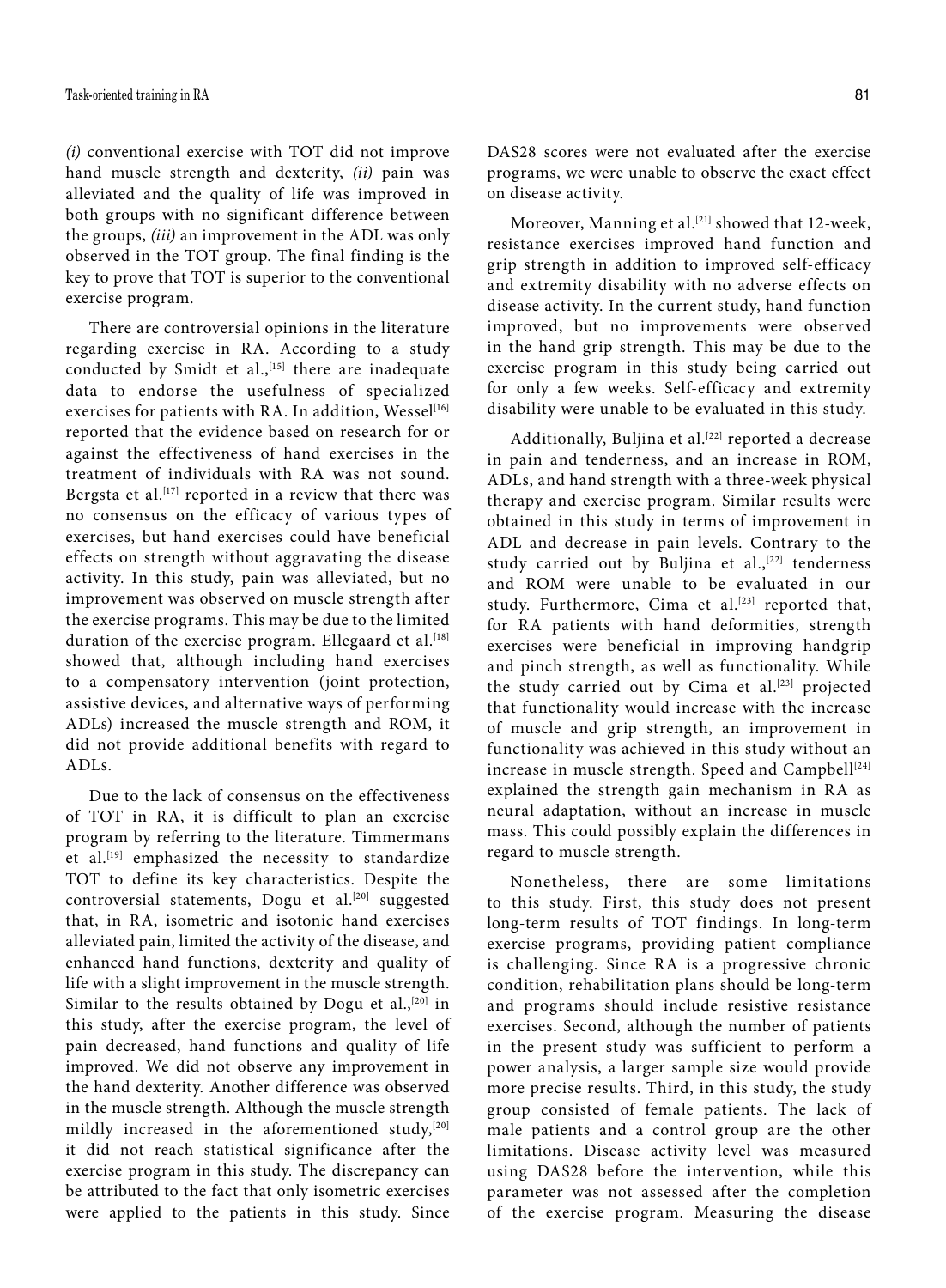*(i)* conventional exercise with TOT did not improve hand muscle strength and dexterity, *(ii)* pain was alleviated and the quality of life was improved in both groups with no significant difference between the groups, *(iii)* an improvement in the ADL was only observed in the TOT group. The final finding is the key to prove that TOT is superior to the conventional exercise program.

There are controversial opinions in the literature regarding exercise in RA. According to a study conducted by Smidt et al.,[15] there are inadequate data to endorse the usefulness of specialized exercises for patients with RA. In addition, Wessel[16] reported that the evidence based on research for or against the effectiveness of hand exercises in the treatment of individuals with RA was not sound. Bergsta et al.[17] reported in a review that there was no consensus on the efficacy of various types of exercises, but hand exercises could have beneficial effects on strength without aggravating the disease activity. In this study, pain was alleviated, but no improvement was observed on muscle strength after the exercise programs. This may be due to the limited duration of the exercise program. Ellegaard et al.[18] showed that, although including hand exercises to a compensatory intervention (joint protection, assistive devices, and alternative ways of performing ADLs) increased the muscle strength and ROM, it did not provide additional benefits with regard to ADLs.

Due to the lack of consensus on the effectiveness of TOT in RA, it is difficult to plan an exercise program by referring to the literature. Timmermans et al.[19] emphasized the necessity to standardize TOT to define its key characteristics. Despite the controversial statements, Dogu et al.[20] suggested that, in RA, isometric and isotonic hand exercises alleviated pain, limited the activity of the disease, and enhanced hand functions, dexterity and quality of life with a slight improvement in the muscle strength. Similar to the results obtained by Dogu et al.,[20] in this study, after the exercise program, the level of pain decreased, hand functions and quality of life improved. We did not observe any improvement in the hand dexterity. Another difference was observed in the muscle strength. Although the muscle strength mildly increased in the aforementioned study,[20] it did not reach statistical significance after the exercise program in this study. The discrepancy can be attributed to the fact that only isometric exercises were applied to the patients in this study. Since DAS28 scores were not evaluated after the exercise programs, we were unable to observe the exact effect on disease activity.

Moreover, Manning et al.[21] showed that 12-week, resistance exercises improved hand function and grip strength in addition to improved self-efficacy and extremity disability with no adverse effects on disease activity. In the current study, hand function improved, but no improvements were observed in the hand grip strength. This may be due to the exercise program in this study being carried out for only a few weeks. Self-efficacy and extremity disability were unable to be evaluated in this study.

Additionally, Buljina et al.[22] reported a decrease in pain and tenderness, and an increase in ROM, ADLs, and hand strength with a three-week physical therapy and exercise program. Similar results were obtained in this study in terms of improvement in ADL and decrease in pain levels. Contrary to the study carried out by Buljina et al.,[22] tenderness and ROM were unable to be evaluated in our study. Furthermore, Cima et al.[23] reported that, for RA patients with hand deformities, strength exercises were beneficial in improving handgrip and pinch strength, as well as functionality. While the study carried out by Cima et al.[23] projected that functionality would increase with the increase of muscle and grip strength, an improvement in functionality was achieved in this study without an increase in muscle strength. Speed and Campbell[24] explained the strength gain mechanism in RA as neural adaptation, without an increase in muscle mass. This could possibly explain the differences in regard to muscle strength.

Nonetheless, there are some limitations to this study. First, this study does not present long-term results of TOT findings. In long-term exercise programs, providing patient compliance is challenging. Since RA is a progressive chronic condition, rehabilitation plans should be long-term and programs should include resistive resistance exercises. Second, although the number of patients in the present study was sufficient to perform a power analysis, a larger sample size would provide more precise results. Third, in this study, the study group consisted of female patients. The lack of male patients and a control group are the other limitations. Disease activity level was measured using DAS28 before the intervention, while this parameter was not assessed after the completion of the exercise program. Measuring the disease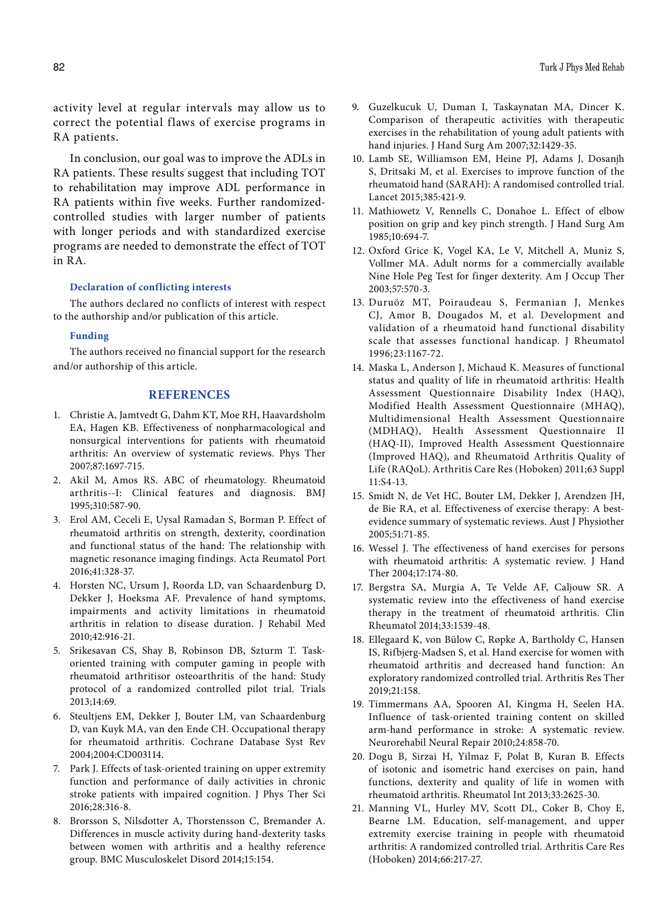activity level at regular intervals may allow us to correct the potential flaws of exercise programs in RA patients.

In conclusion, our goal was to improve the ADLs in RA patients. These results suggest that including TOT to rehabilitation may improve ADL performance in RA patients within five weeks. Further randomized-controlled studies with larger number of patients with longer periods and with standardized exercise programs are needed to demonstrate the effect of TOT in RA.

### Declaration of conflicting interests

The authors declared no conflicts of interest with respect to the authorship and/or publication of this article.

### Funding

The authors received no financial support for the research and/or authorship of this article.

## REFERENCES

1. Christie A, Jamtvedt G, Dahm KT, Moe RH, Haavardsholm EA, Hagen KB. Effectiveness of nonpharmacological and nonsurgical interventions for patients with rheumatoid arthritis: An overview of systematic reviews. Phys Ther 2007;87:1697-715.
2. Akil M, Amos RS. ABC of rheumatology. Rheumatoid arthritis--I: Clinical features and diagnosis. BMJ 1995;310:587-90.
3. Erol AM, Ceceli E, Uysal Ramadan S, Borman P. Effect of rheumatoid arthritis on strength, dexterity, coordination and functional status of the hand: The relationship with magnetic resonance imaging findings. Acta Reumatol Port 2016;41:328-37.
4. Horsten NC, Ursum J, Roorda LD, van Schaardenburg D, Dekker J, Hoeksma AF. Prevalence of hand symptoms, impairments and activity limitations in rheumatoid arthritis in relation to disease duration. J Rehabil Med 2010;42:916-21.
5. Srikesavan CS, Shay B, Robinson DB, Szturm T. Task-oriented training with computer gaming in people with rheumatoid arthritisor osteoarthritis of the hand: Study protocol of a randomized controlled pilot trial. Trials 2013;14:69.
6. Steultjens EM, Dekker J, Bouter LM, van Schaardenburg D, van Kuyk MA, van den Ende CH. Occupational therapy for rheumatoid arthritis. Cochrane Database Syst Rev 2004;2004:CD003114.
7. Park J. Effects of task-oriented training on upper extremity function and performance of daily activities in chronic stroke patients with impaired cognition. J Phys Ther Sci 2016;28:316-8.
8. Brorsson S, Nilsdotter A, Thorstensson C, Bremander A. Differences in muscle activity during hand-dexterity tasks between women with arthritis and a healthy reference group. BMC Musculoskelet Disord 2014;15:154.
9. Guzelkucuk U, Duman I, Taskaynatan MA, Dincer K. Comparison of therapeutic activities with therapeutic exercises in the rehabilitation of young adult patients with hand injuries. J Hand Surg Am 2007;32:1429-35.
10. Lamb SE, Williamson EM, Heine PJ, Adams J, Dosanjh S, Dritsaki M, et al. Exercises to improve function of the rheumatoid hand (SARAH): A randomised controlled trial. Lancet 2015;385:421-9.
11. Mathiowetz V, Rennells C, Donahoe L. Effect of elbow position on grip and key pinch strength. J Hand Surg Am 1985;10:694-7.
12. Oxford Grice K, Vogel KA, Le V, Mitchell A, Muniz S, Vollmer MA. Adult norms for a commercially available Nine Hole Peg Test for finger dexterity. Am J Occup Ther 2003;57:570-3.
13. Duruöz MT, Poiraudeau S, Fermanian J, Menkes CJ, Amor B, Dougados M, et al. Development and validation of a rheumatoid hand functional disability scale that assesses functional handicap. J Rheumatol 1996;23:1167-72.
14. Maska L, Anderson J, Michaud K. Measures of functional status and quality of life in rheumatoid arthritis: Health Assessment Questionnaire Disability Index (HAQ), Modified Health Assessment Questionnaire (MHAQ), Multidimensional Health Assessment Questionnaire (MDHAQ), Health Assessment Questionnaire II (HAQ-II), Improved Health Assessment Questionnaire (Improved HAQ), and Rheumatoid Arthritis Quality of Life (RAQoL). Arthritis Care Res (Hoboken) 2011;63 Suppl 11:S4-13.
15. Smidt N, de Vet HC, Bouter LM, Dekker J, Arendzen JH, de Bie RA, et al. Effectiveness of exercise therapy: A best-evidence summary of systematic reviews. Aust J Physiother 2005;51:71-85.
16. Wessel J. The effectiveness of hand exercises for persons with rheumatoid arthritis: A systematic review. J Hand Ther 2004;17:174-80.
17. Bergstra SA, Murgia A, Te Velde AF, Caljouw SR. A systematic review into the effectiveness of hand exercise therapy in the treatment of rheumatoid arthritis. Clin Rheumatol 2014;33:1539-48.
18. Ellegaard K, von Bülow C, Røpke A, Bartholdy C, Hansen IS, Rifbjerg-Madsen S, et al. Hand exercise for women with rheumatoid arthritis and decreased hand function: An exploratory randomized controlled trial. Arthritis Res Ther 2019;21:158.
19. Timmermans AA, Spooren AI, Kingma H, Seelen HA. Influence of task-oriented training content on skilled arm-hand performance in stroke: A systematic review. Neurorehabil Neural Repair 2010;24:858-70.
20. Dogu B, Sirzai H, Yilmaz F, Polat B, Kuran B. Effects of isotonic and isometric hand exercises on pain, hand functions, dexterity and quality of life in women with rheumatoid arthritis. Rheumatol Int 2013;33:2625-30.
21. Manning VL, Hurley MV, Scott DL, Coker B, Choy E, Bearne LM. Education, self-management, and upper extremity exercise training in people with rheumatoid arthritis: A randomized controlled trial. Arthritis Care Res (Hoboken) 2014;66:217-27.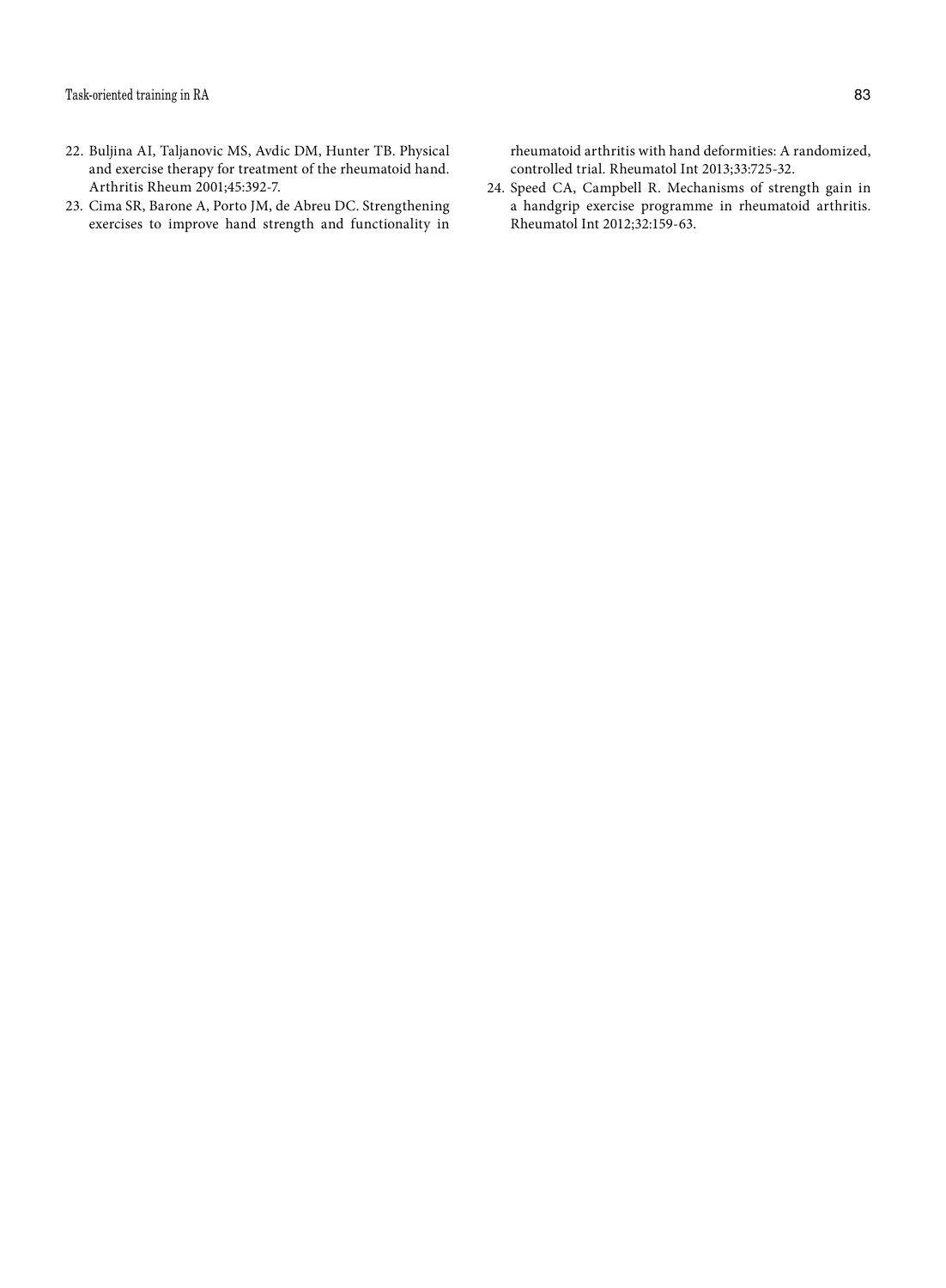22. Buljina AI, Taljanovic MS, Avdic DM, Hunter TB. Physical and exercise therapy for treatment of the rheumatoid hand. Arthritis Rheum 2001;45:392-7.
23. Cima SR, Barone A, Porto JM, de Abreu DC. Strengthening exercises to improve hand strength and functionality in rheumatoid arthritis with hand deformities: A randomized, controlled trial. Rheumatol Int 2013;33:725-32.
24. Speed CA, Campbell R. Mechanisms of strength gain in a handgrip exercise programme in rheumatoid arthritis. Rheumatol Int 2012;32:159-63.